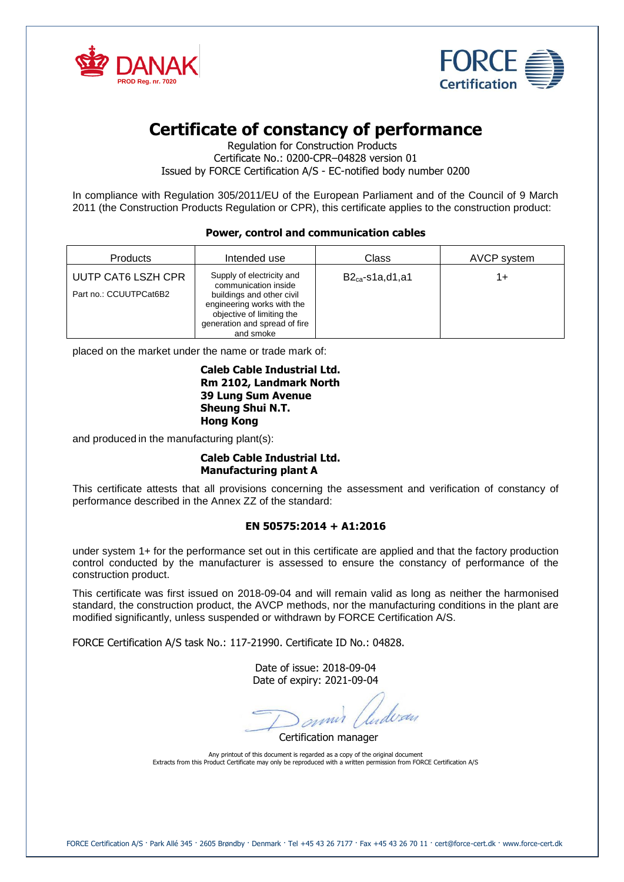DANAK
PROD Reg. nr. 7020

FORCE Certification

# Certificate of constancy of performance

Regulation for Construction Products
Certificate No.: 0200-CPR–04828 version 01
Issued by FORCE Certification A/S - EC-notified body number 0200

In compliance with Regulation 305/2011/EU of the European Parliament and of the Council of 9 March 2011 (the Construction Products Regulation or CPR), this certificate applies to the construction product:

**Power, control and communication cables**

| Products | Intended use | Class | AVCP system |
| --- | --- | --- | --- |
| UUTP CAT6 LSZH CPR<br>Part no.: CCUUTPCat6B2 | Supply of electricity and communication inside buildings and other civil engineering works with the objective of limiting the generation and spread of fire and smoke | $B2_{ca}$-s1a,d1,a1 | 1+ |

placed on the market under the name or trade mark of:

**Caleb Cable Industrial Ltd.**
**Rm 2102, Landmark North**
**39 Lung Sum Avenue**
**Sheung Shui N.T.**
**Hong Kong**

and produced in the manufacturing plant(s):

**Caleb Cable Industrial Ltd.**
**Manufacturing plant A**

This certificate attests that all provisions concerning the assessment and verification of constancy of performance described in the Annex ZZ of the standard:

**EN 50575:2014 + A1:2016**

under system 1+ for the performance set out in this certificate are applied and that the factory production control conducted by the manufacturer is assessed to ensure the constancy of performance of the construction product.

This certificate was first issued on 2018-09-04 and will remain valid as long as neither the harmonised standard, the construction product, the AVCP methods, nor the manufacturing conditions in the plant are modified significantly, unless suspended or withdrawn by FORCE Certification A/S.

FORCE Certification A/S task No.: 117-21990. Certificate ID No.: 04828.

Date of issue: 2018-09-04
Date of expiry: 2021-09-04

Certification manager

Any printout of this document is regarded as a copy of the original document
Extracts from this Product Certificate may only be reproduced with a written permission from FORCE Certification A/S

FORCE Certification A/S · Park Allé 345 · 2605 Brøndby · Denmark · Tel +45 43 26 7177 · Fax +45 43 26 70 11 · cert@force-cert.dk · www.force-cert.dk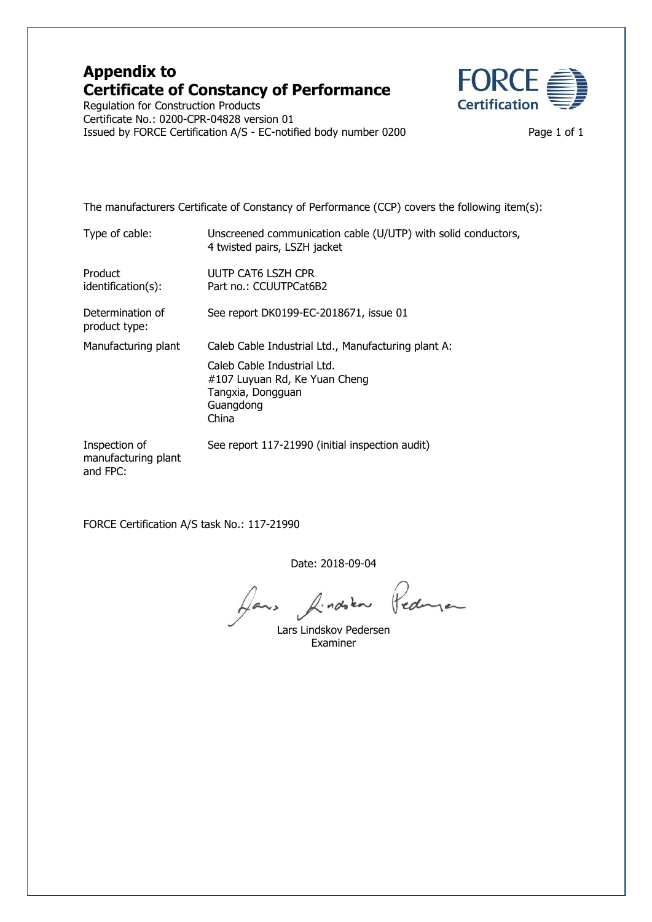# Appendix to
# Certificate of Constancy of Performance

Regulation for Construction Products
Certificate No.: 0200-CPR-04828 version 01
Issued by FORCE Certification A/S - EC-notified body number 0200

FORCE Certification

The manufacturers Certificate of Constancy of Performance (CCP) covers the following item(s):

| | |
|---|---|
| Type of cable: | Unscreened communication cable (U/UTP) with solid conductors, 4 twisted pairs, LSZH jacket |
| Product identification(s): | UUTP CAT6 LSZH CPR<br>Part no.: CCUUTPCat6B2 |
| Determination of product type: | See report DK0199-EC-2018671, issue 01 |
| Manufacturing plant | Caleb Cable Industrial Ltd., Manufacturing plant A:<br><br>Caleb Cable Industrial Ltd.<br>#107 Luyuan Rd, Ke Yuan Cheng<br>Tangxia, Dongguan<br>Guangdong<br>China |
| Inspection of manufacturing plant and FPC: | See report 117-21990 (initial inspection audit) |

FORCE Certification A/S task No.: 117-21990

Date: 2018-09-04

Lars Lindskov Pedersen
Examiner